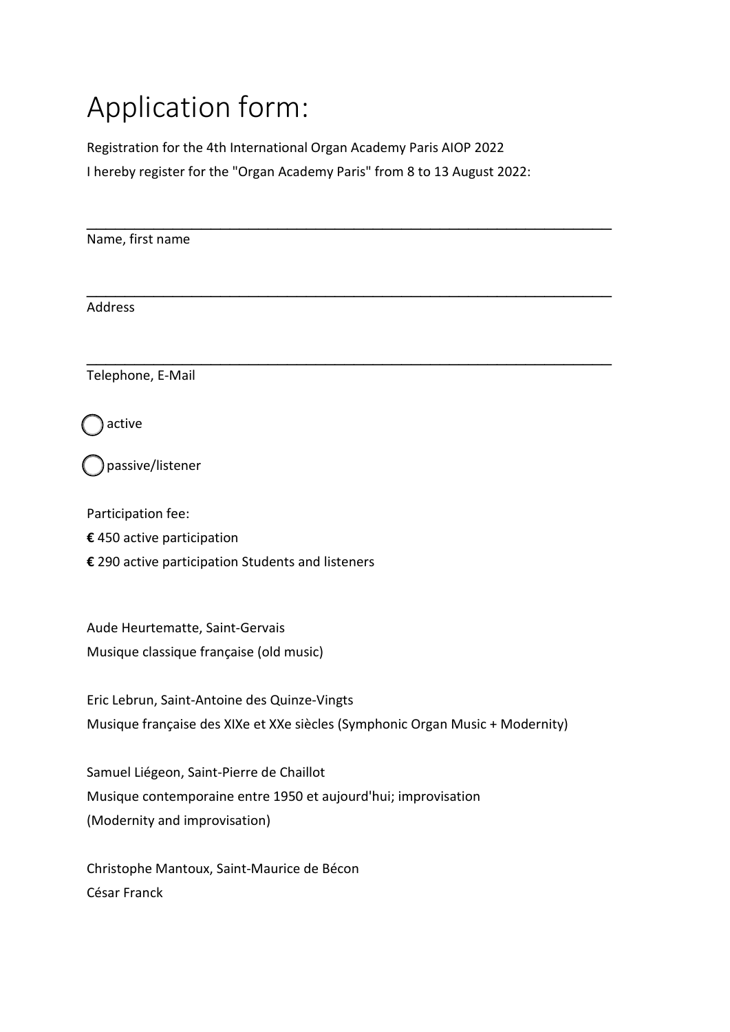# Application form:

Registration for the 4th International Organ Academy Paris AIOP 2022

I hereby register for the "Organ Academy Paris" from 8 to 13 August 2022:

______________________________________________________________________

Name, first name

______________________________________________________________________

Address

______________________________________________________________________

Telephone, E-Mail

◯ active

◯ passive/listener

Participation fee:

**€** 450 active participation

**€** 290 active participation Students and listeners

Aude Heurtematte, Saint-Gervais
Musique classique française (old music)

Eric Lebrun, Saint-Antoine des Quinze-Vingts
Musique française des XIXe et XXe siècles (Symphonic Organ Music + Modernity)

Samuel Liégeon, Saint-Pierre de Chaillot
Musique contemporaine entre 1950 et aujourd'hui; improvisation
(Modernity and improvisation)

Christophe Mantoux, Saint-Maurice de Bécon
César Franck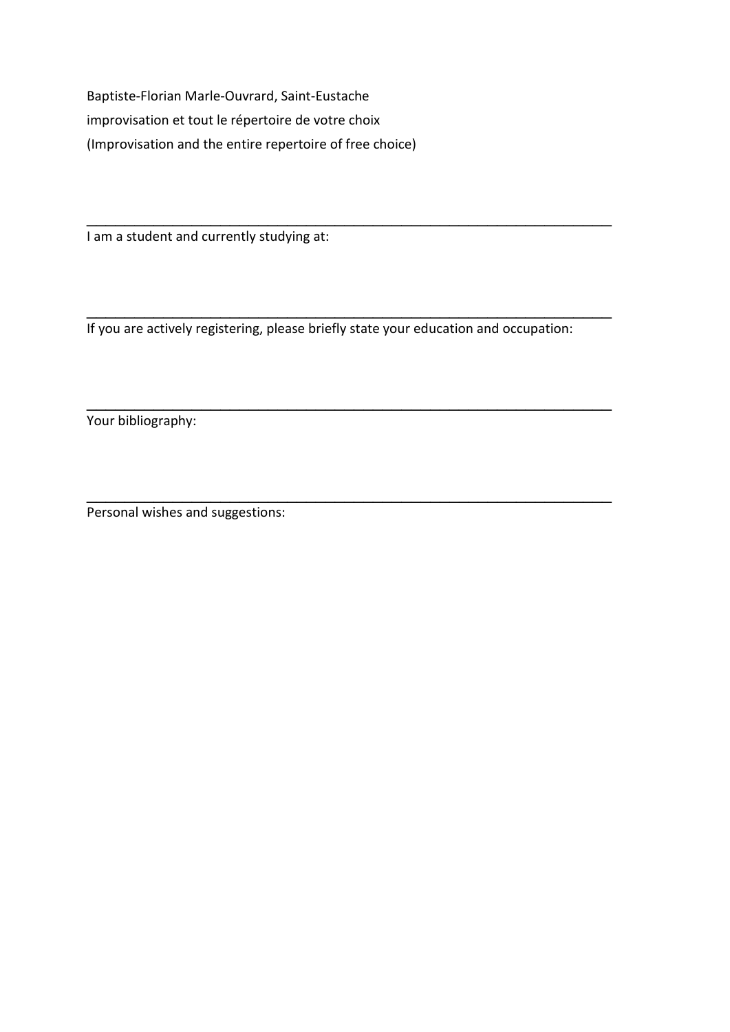Baptiste-Florian Marle-Ouvrard, Saint-Eustache

improvisation et tout le répertoire de votre choix

(Improvisation and the entire repertoire of free choice)

___

I am a student and currently studying at:

___

If you are actively registering, please briefly state your education and occupation:

___

Your bibliography:

___

Personal wishes and suggestions: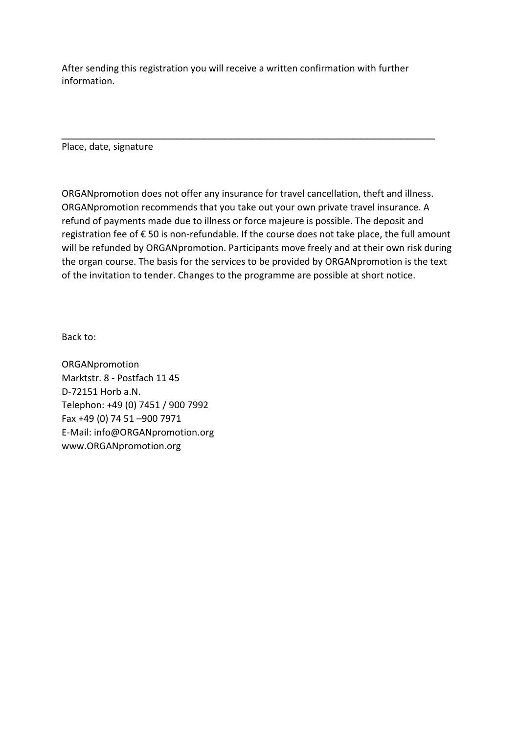After sending this registration you will receive a written confirmation with further information.

\_\_\_\_\_\_\_\_\_\_\_\_\_\_\_\_\_\_\_\_\_\_\_\_\_\_\_\_\_\_\_\_\_\_\_\_\_\_\_\_\_\_\_\_\_\_\_\_\_\_\_\_\_\_\_\_\_\_\_\_\_\_\_\_\_\_\_\_\_\_\_\_

Place, date, signature

ORGANpromotion does not offer any insurance for travel cancellation, theft and illness. ORGANpromotion recommends that you take out your own private travel insurance. A refund of payments made due to illness or force majeure is possible. The deposit and registration fee of € 50 is non-refundable. If the course does not take place, the full amount will be refunded by ORGANpromotion. Participants move freely and at their own risk during the organ course. The basis for the services to be provided by ORGANpromotion is the text of the invitation to tender. Changes to the programme are possible at short notice.

Back to:

ORGANpromotion
Marktstr. 8 - Postfach 11 45
D-72151 Horb a.N.
Telephon: +49 (0) 7451 / 900 7992
Fax +49 (0) 74 51 –900 7971
E-Mail: info@ORGANpromotion.org
www.ORGANpromotion.org